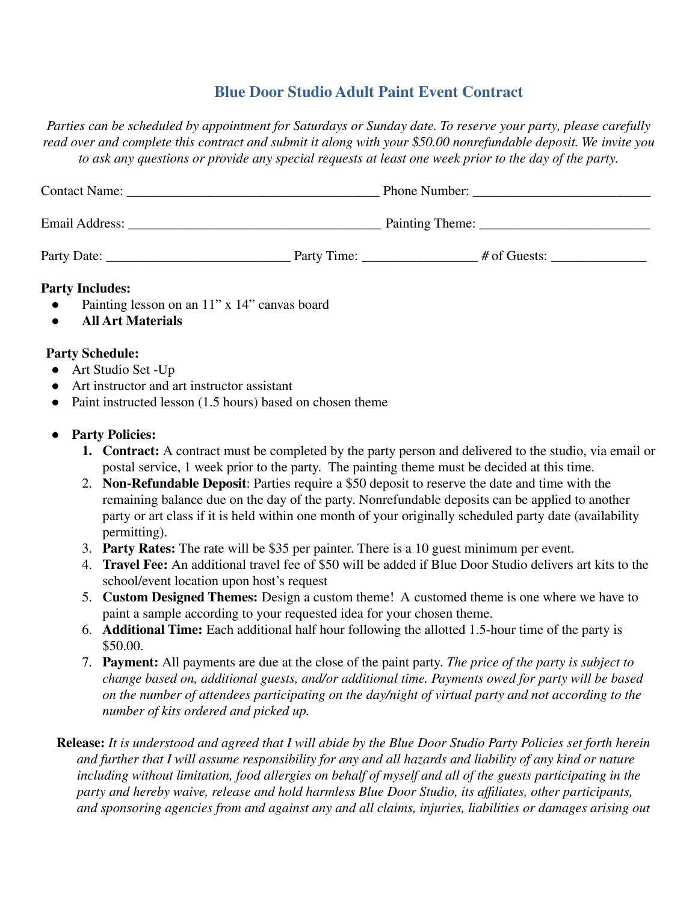# Blue Door Studio Adult Paint Event Contract

*Parties can be scheduled by appointment for Saturdays or Sunday date. To reserve your party, please carefully read over and complete this contract and submit it along with your $50.00 nonrefundable deposit. We invite you to ask any questions or provide any special requests at least one week prior to the day of the party.*

Contact Name: ______________________________________ Phone Number: __________________________

Email Address: ______________________________________ Painting Theme: _________________________

Party Date: ___________________________ Party Time: ________________ # of Guests: ______________

**Party Includes:**

- Painting lesson on an 11" x 14" canvas board
- **All Art Materials**

**Party Schedule:**

- Art Studio Set -Up
- Art instructor and art instructor assistant
- Paint instructed lesson (1.5 hours) based on chosen theme

- **Party Policies:**
  1. **Contract:** A contract must be completed by the party person and delivered to the studio, via email or postal service, 1 week prior to the party. The painting theme must be decided at this time.
  2. **Non-Refundable Deposit**: Parties require a $50 deposit to reserve the date and time with the remaining balance due on the day of the party. Nonrefundable deposits can be applied to another party or art class if it is held within one month of your originally scheduled party date (availability permitting).
  3. **Party Rates:** The rate will be $35 per painter. There is a 10 guest minimum per event.
  4. **Travel Fee:** An additional travel fee of $50 will be added if Blue Door Studio delivers art kits to the school/event location upon host's request
  5. **Custom Designed Themes:** Design a custom theme! A customed theme is one where we have to paint a sample according to your requested idea for your chosen theme.
  6. **Additional Time:** Each additional half hour following the allotted 1.5-hour time of the party is $50.00.
  7. **Payment:** All payments are due at the close of the paint party. *The price of the party is subject to change based on, additional guests, and/or additional time. Payments owed for party will be based on the number of attendees participating on the day/night of virtual party and not according to the number of kits ordered and picked up.*

**Release:** *It is understood and agreed that I will abide by the Blue Door Studio Party Policies set forth herein and further that I will assume responsibility for any and all hazards and liability of any kind or nature including without limitation, food allergies on behalf of myself and all of the guests participating in the party and hereby waive, release and hold harmless Blue Door Studio, its affiliates, other participants, and sponsoring agencies from and against any and all claims, injuries, liabilities or damages arising out*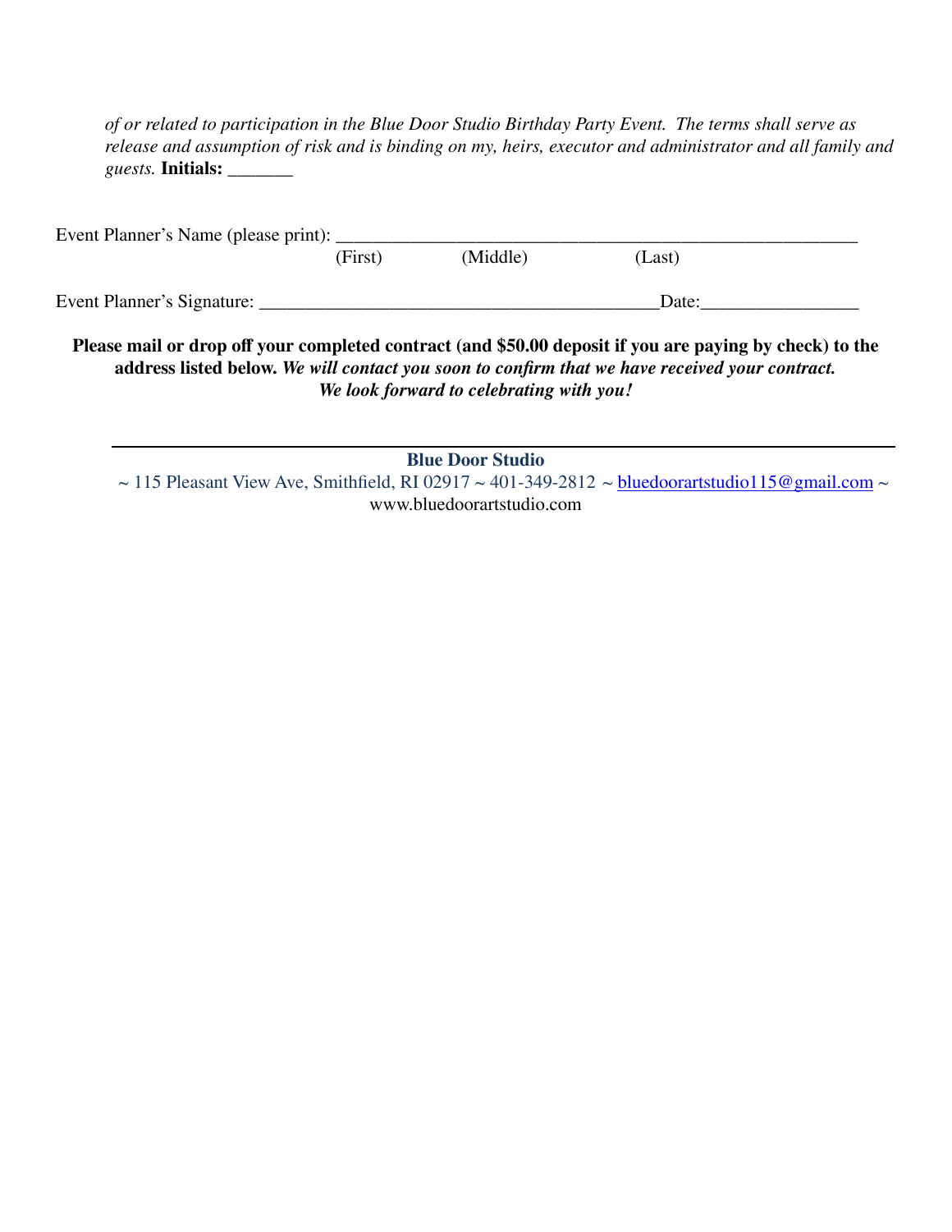*of or related to participation in the Blue Door Studio Birthday Party Event. The terms shall serve as release and assumption of risk and is binding on my, heirs, executor and administrator and all family and guests.* **Initials:** _______

Event Planner's Name (please print): ___________________________________________________________
(First) (Middle) (Last)

Event Planner's Signature: ____________________________________________Date:________________

**Please mail or drop off your completed contract (and $50.00 deposit if you are paying by check) to the address listed below.** ***We will contact you soon to confirm that we have received your contract. We look forward to celebrating with you!***

---

**Blue Door Studio**

~ 115 Pleasant View Ave, Smithfield, RI 02917 ~ 401-349-2812 ~ bluedoorartstudio115@gmail.com ~ www.bluedoorartstudio.com